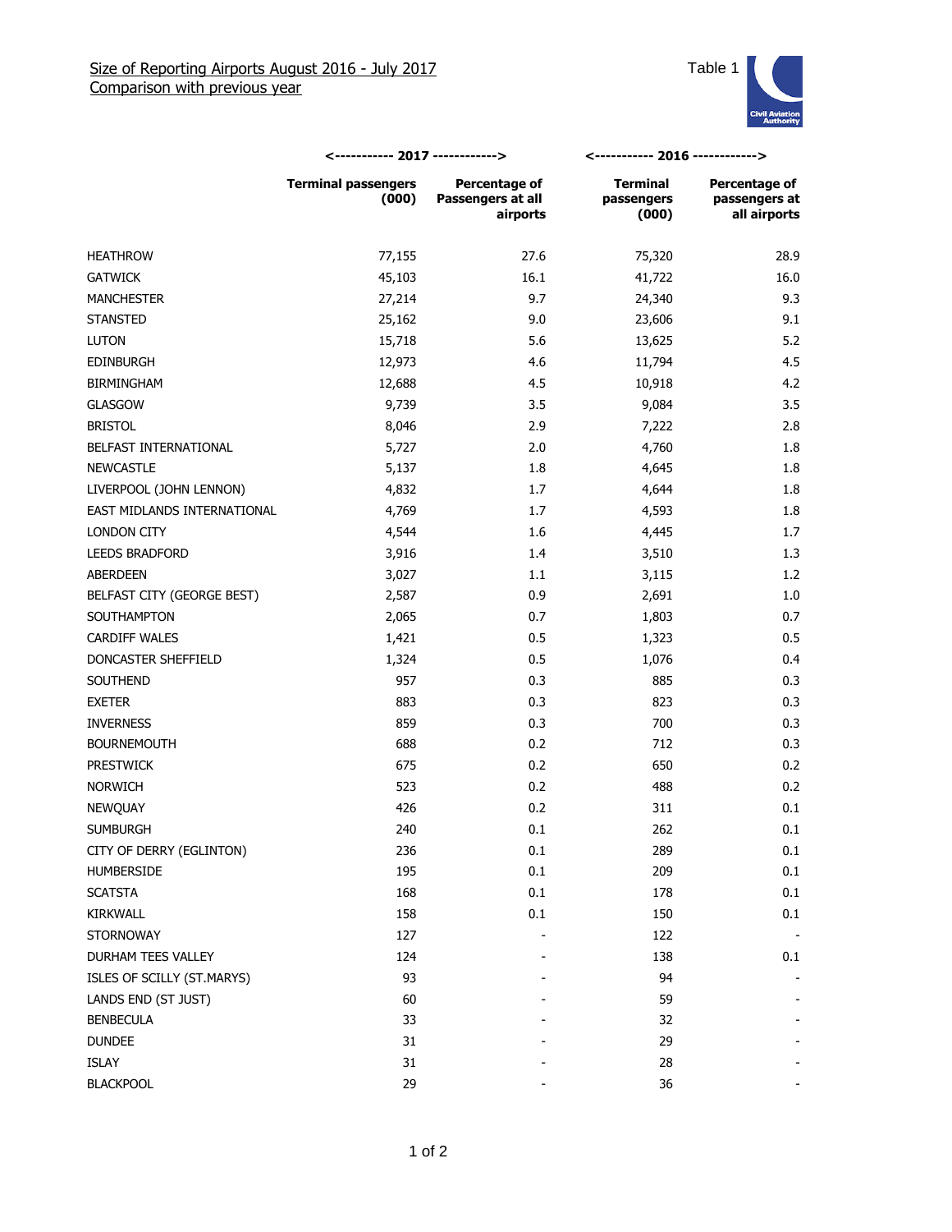## Size of Reporting Airports August 2016 - July 2017
## Comparison with previous year

Table 1

| | <----------- 2017 ------------> | | <----------- 2016 ------------> | |
|---|---|---|---|---|
| | **Terminal passengers (000)** | **Percentage of Passengers at all airports** | **Terminal passengers (000)** | **Percentage of passengers at all airports** |
| HEATHROW | 77,155 | 27.6 | 75,320 | 28.9 |
| GATWICK | 45,103 | 16.1 | 41,722 | 16.0 |
| MANCHESTER | 27,214 | 9.7 | 24,340 | 9.3 |
| STANSTED | 25,162 | 9.0 | 23,606 | 9.1 |
| LUTON | 15,718 | 5.6 | 13,625 | 5.2 |
| EDINBURGH | 12,973 | 4.6 | 11,794 | 4.5 |
| BIRMINGHAM | 12,688 | 4.5 | 10,918 | 4.2 |
| GLASGOW | 9,739 | 3.5 | 9,084 | 3.5 |
| BRISTOL | 8,046 | 2.9 | 7,222 | 2.8 |
| BELFAST INTERNATIONAL | 5,727 | 2.0 | 4,760 | 1.8 |
| NEWCASTLE | 5,137 | 1.8 | 4,645 | 1.8 |
| LIVERPOOL (JOHN LENNON) | 4,832 | 1.7 | 4,644 | 1.8 |
| EAST MIDLANDS INTERNATIONAL | 4,769 | 1.7 | 4,593 | 1.8 |
| LONDON CITY | 4,544 | 1.6 | 4,445 | 1.7 |
| LEEDS BRADFORD | 3,916 | 1.4 | 3,510 | 1.3 |
| ABERDEEN | 3,027 | 1.1 | 3,115 | 1.2 |
| BELFAST CITY (GEORGE BEST) | 2,587 | 0.9 | 2,691 | 1.0 |
| SOUTHAMPTON | 2,065 | 0.7 | 1,803 | 0.7 |
| CARDIFF WALES | 1,421 | 0.5 | 1,323 | 0.5 |
| DONCASTER SHEFFIELD | 1,324 | 0.5 | 1,076 | 0.4 |
| SOUTHEND | 957 | 0.3 | 885 | 0.3 |
| EXETER | 883 | 0.3 | 823 | 0.3 |
| INVERNESS | 859 | 0.3 | 700 | 0.3 |
| BOURNEMOUTH | 688 | 0.2 | 712 | 0.3 |
| PRESTWICK | 675 | 0.2 | 650 | 0.2 |
| NORWICH | 523 | 0.2 | 488 | 0.2 |
| NEWQUAY | 426 | 0.2 | 311 | 0.1 |
| SUMBURGH | 240 | 0.1 | 262 | 0.1 |
| CITY OF DERRY (EGLINTON) | 236 | 0.1 | 289 | 0.1 |
| HUMBERSIDE | 195 | 0.1 | 209 | 0.1 |
| SCATSTA | 168 | 0.1 | 178 | 0.1 |
| KIRKWALL | 158 | 0.1 | 150 | 0.1 |
| STORNOWAY | 127 | - | 122 | - |
| DURHAM TEES VALLEY | 124 | - | 138 | 0.1 |
| ISLES OF SCILLY (ST.MARYS) | 93 | - | 94 | - |
| LANDS END (ST JUST) | 60 | - | 59 | - |
| BENBECULA | 33 | - | 32 | - |
| DUNDEE | 31 | - | 29 | - |
| ISLAY | 31 | - | 28 | - |
| BLACKPOOL | 29 | - | 36 | - |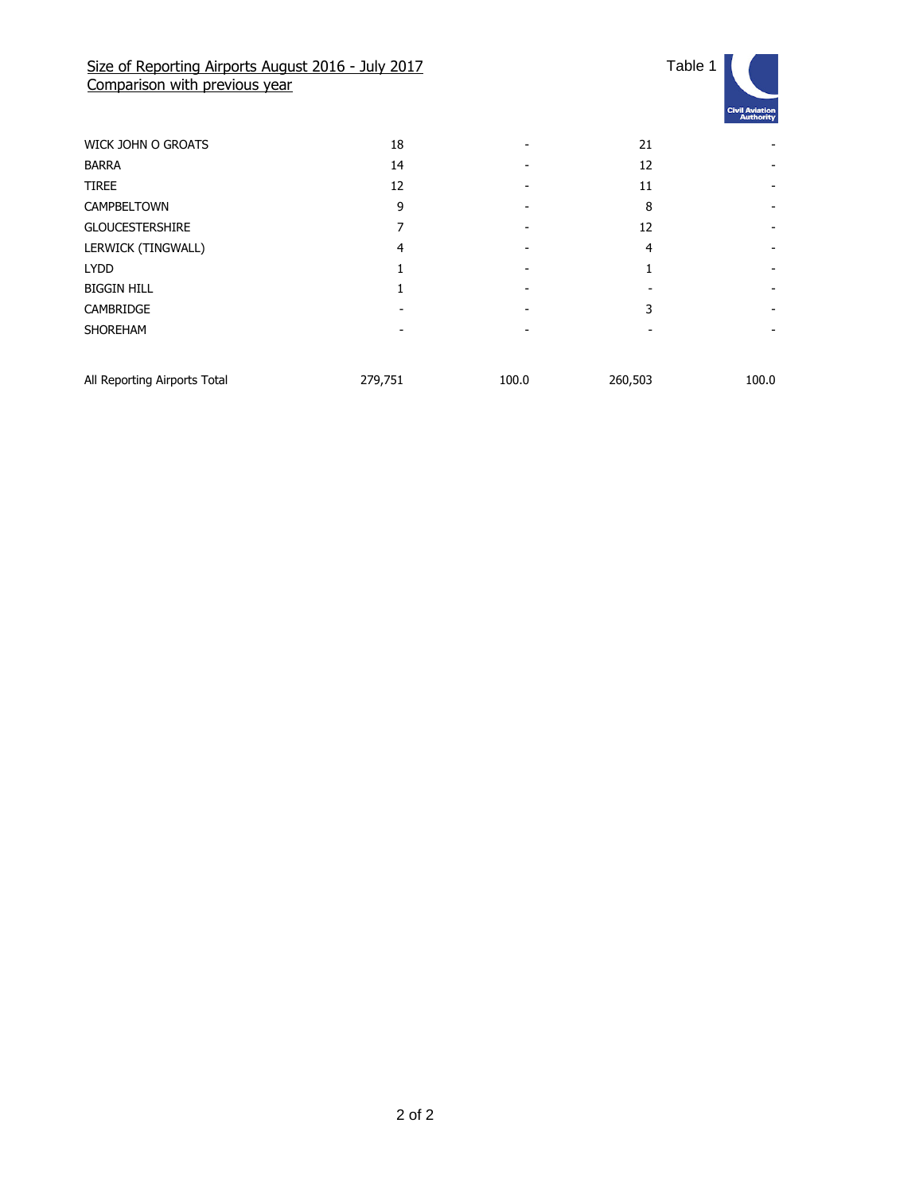Size of Reporting Airports August 2016 - July 2017
Comparison with previous year

Table 1

| | | | | |
|---|---|---|---|---|
| WICK JOHN O GROATS | 18 | - | 21 | - |
| BARRA | 14 | - | 12 | - |
| TIREE | 12 | - | 11 | - |
| CAMPBELTOWN | 9 | - | 8 | - |
| GLOUCESTERSHIRE | 7 | - | 12 | - |
| LERWICK (TINGWALL) | 4 | - | 4 | - |
| LYDD | 1 | - | 1 | - |
| BIGGIN HILL | 1 | - | - | - |
| CAMBRIDGE | - | - | 3 | - |
| SHOREHAM | - | - | - | - |
| All Reporting Airports Total | 279,751 | 100.0 | 260,503 | 100.0 |